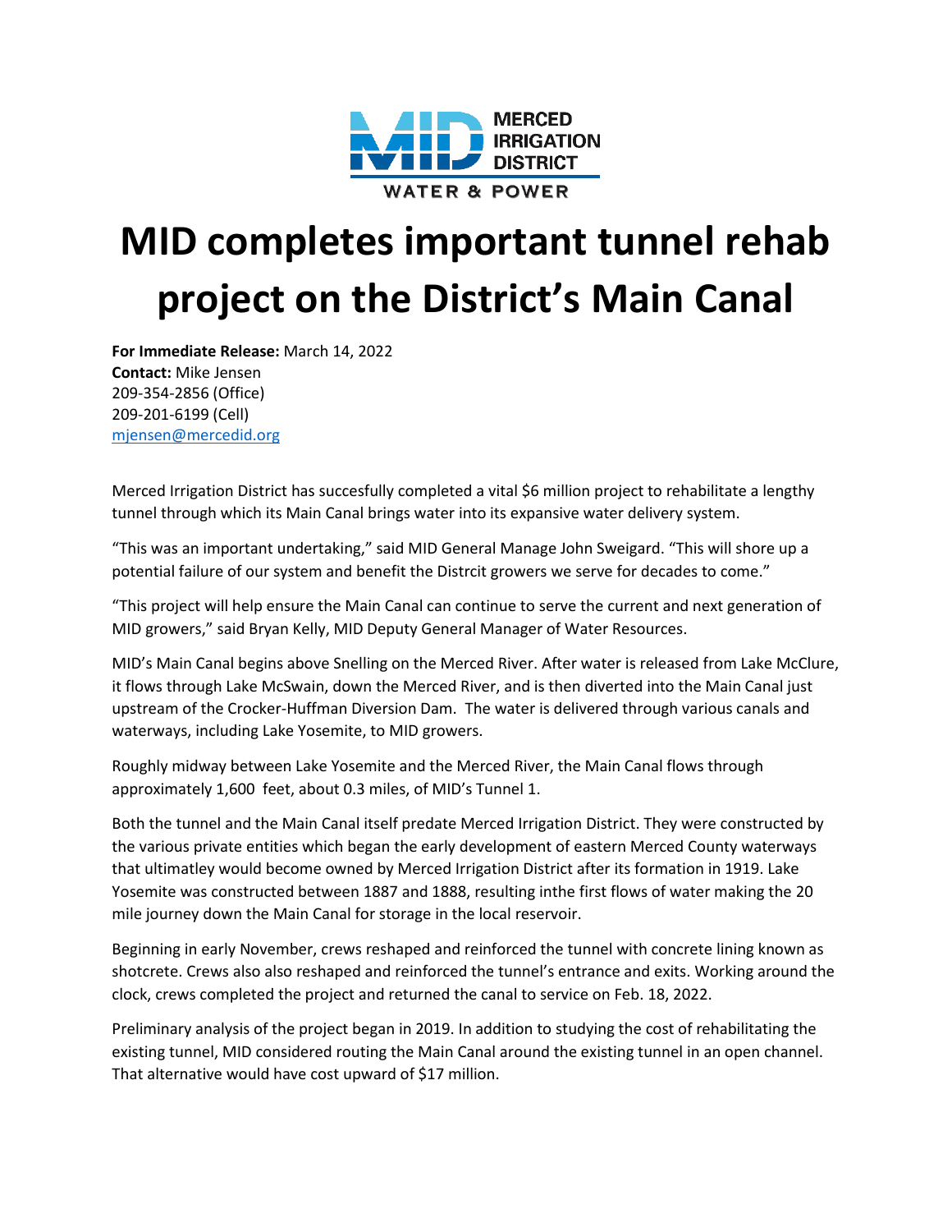MERCED IRRIGATION DISTRICT

WATER & POWER

# MID completes important tunnel rehab project on the District's Main Canal

**For Immediate Release:** March 14, 2022
**Contact:** Mike Jensen
209-354-2856 (Office)
209-201-6199 (Cell)
mjensen@mercedid.org

Merced Irrigation District has succesfully completed a vital $6 million project to rehabilitate a lengthy tunnel through which its Main Canal brings water into its expansive water delivery system.

"This was an important undertaking," said MID General Manage John Sweigard. "This will shore up a potential failure of our system and benefit the Distrcit growers we serve for decades to come."

"This project will help ensure the Main Canal can continue to serve the current and next generation of MID growers," said Bryan Kelly, MID Deputy General Manager of Water Resources.

MID's Main Canal begins above Snelling on the Merced River. After water is released from Lake McClure, it flows through Lake McSwain, down the Merced River, and is then diverted into the Main Canal just upstream of the Crocker-Huffman Diversion Dam. The water is delivered through various canals and waterways, including Lake Yosemite, to MID growers.

Roughly midway between Lake Yosemite and the Merced River, the Main Canal flows through approximately 1,600 feet, about 0.3 miles, of MID's Tunnel 1.

Both the tunnel and the Main Canal itself predate Merced Irrigation District. They were constructed by the various private entities which began the early development of eastern Merced County waterways that ultimatley would become owned by Merced Irrigation District after its formation in 1919. Lake Yosemite was constructed between 1887 and 1888, resulting inthe first flows of water making the 20 mile journey down the Main Canal for storage in the local reservoir.

Beginning in early November, crews reshaped and reinforced the tunnel with concrete lining known as shotcrete. Crews also also reshaped and reinforced the tunnel's entrance and exits. Working around the clock, crews completed the project and returned the canal to service on Feb. 18, 2022.

Preliminary analysis of the project began in 2019. In addition to studying the cost of rehabilitating the existing tunnel, MID considered routing the Main Canal around the existing tunnel in an open channel. That alternative would have cost upward of $17 million.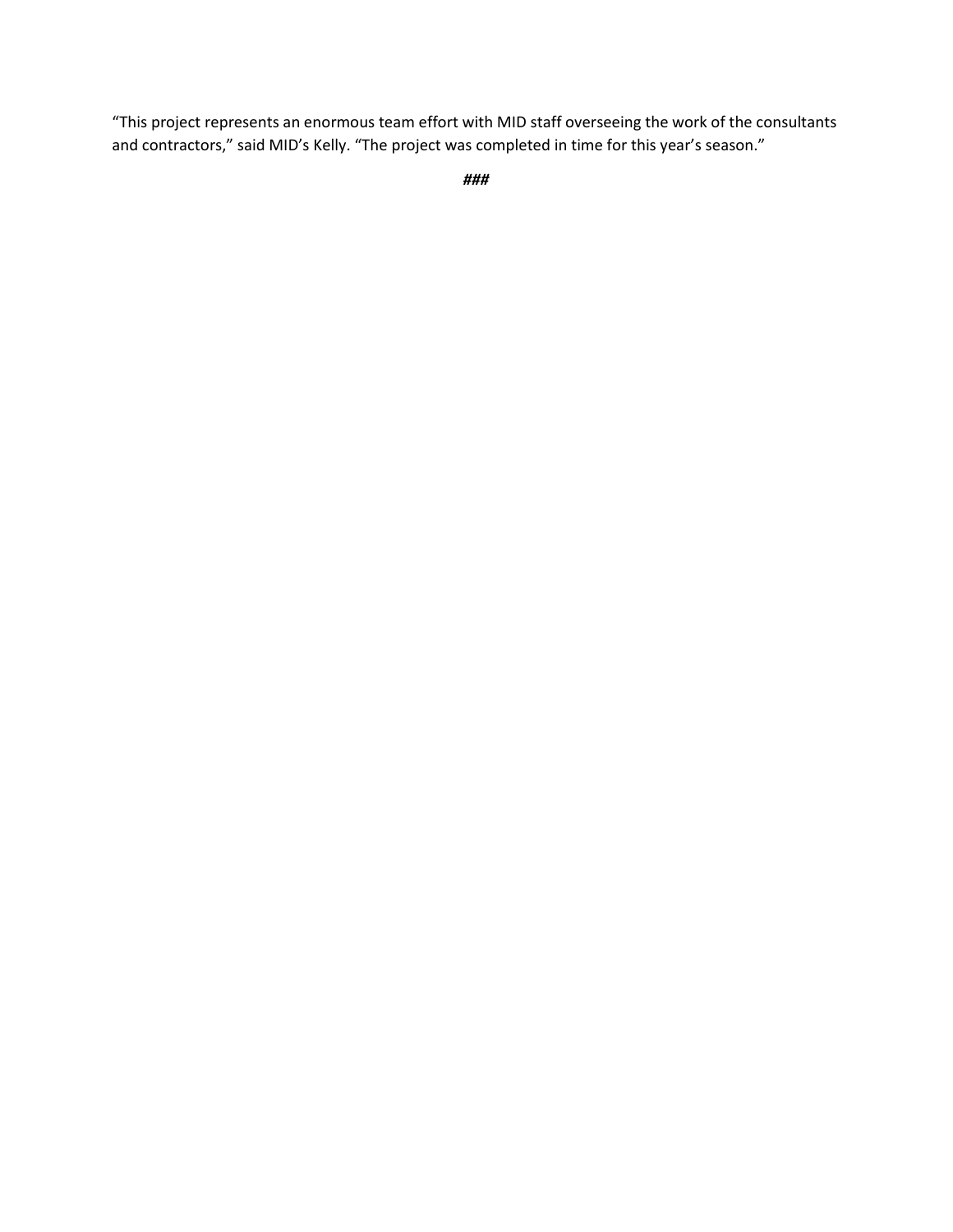"This project represents an enormous team effort with MID staff overseeing the work of the consultants and contractors," said MID's Kelly. "The project was completed in time for this year's season."

***###***